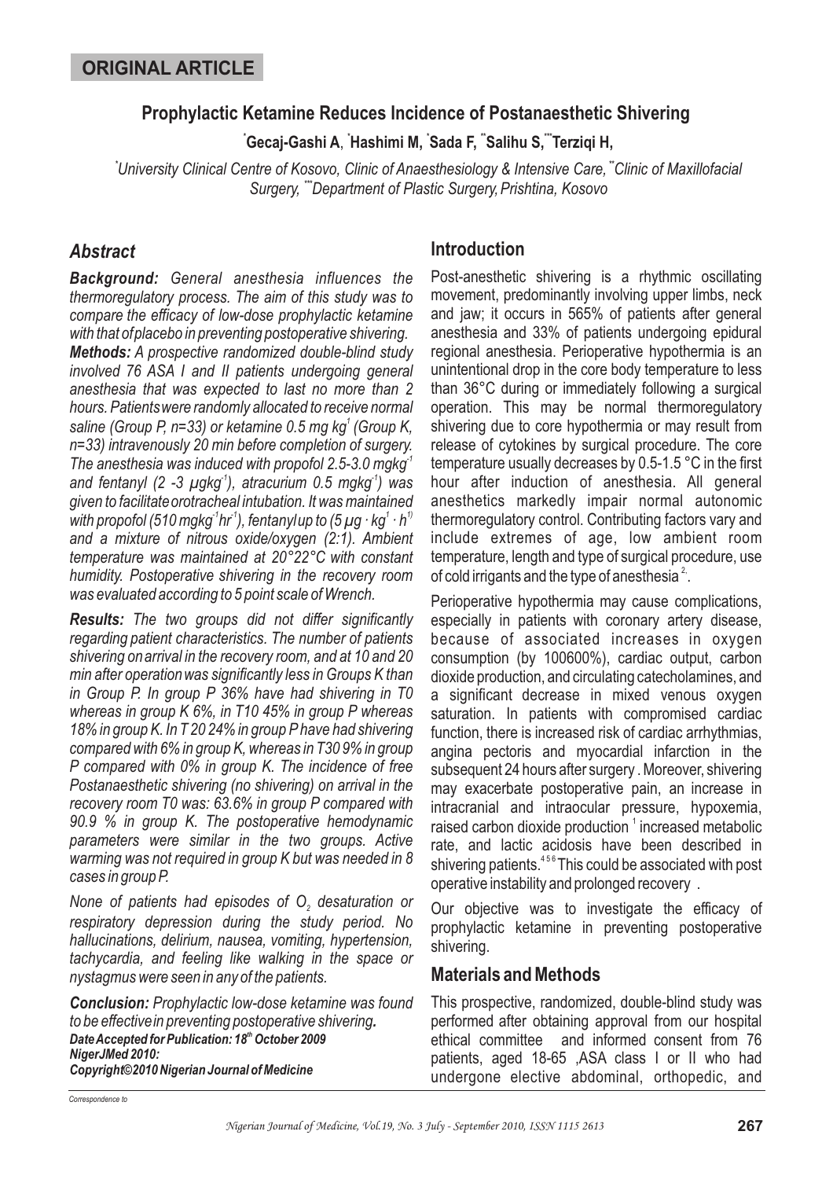## ORIGINAL ARTICLE

# Prophylactic Ketamine Reduces Incidence of Postanaesthetic Shivering

**[*]Gecaj-Gashi A, [*]Hashimi M, [*]Sada F, [**]Salihu S, [***]Terziqi H,**

*[*]University Clinical Centre of Kosovo, Clinic of Anaesthesiology & Intensive Care, [**]Clinic of Maxillofacial Surgery, [***]Department of Plastic Surgery, Prishtina, Kosovo*

## *Abstract*

***Background:*** *General anesthesia influences the thermoregulatory process. The aim of this study was to compare the efficacy of low-dose prophylactic ketamine with that of placebo in preventing postoperative shivering.*

***Methods:*** *A prospective randomized double-blind study involved 76 ASA I and II patients undergoing general anesthesia that was expected to last no more than 2 hours. Patients were randomly allocated to receive normal saline (Group P, n=33) or ketamine 0.5 mg $kg^{-1}$ (Group K, n=33) intravenously 20 min before completion of surgery. The anesthesia was induced with propofol 2.5-3.0 $mgkg^{-1}$ and fentanyl (2 -3 $\mu gkg^{-1}$), atracurium 0.5 $mgkg^{-1}$) was given to facilitate orotracheal intubation. It was maintained with propofol (510 $mgkg^{-1}hr^{-1}$), fentanyl up to (5 $\mu g \cdot kg^{-1} \cdot h^{-1}$) and a mixture of nitrous oxide/oxygen (2:1). Ambient temperature was maintained at 20°22°C with constant humidity. Postoperative shivering in the recovery room was evaluated according to 5 point scale of Wrench.*

***Results:*** *The two groups did not differ significantly regarding patient characteristics. The number of patients shivering on arrival in the recovery room, and at 10 and 20 min after operation was significantly less in Groups K than in Group P. In group P 36% have had shivering in T0 whereas in group K 6%, in T10 45% in group P whereas 18% in group K. In T 20 24% in group P have had shivering compared with 6% in group K, whereas in T30 9% in group P compared with 0% in group K. The incidence of free Postanaesthetic shivering (no shivering) on arrival in the recovery room T0 was: 63.6% in group P compared with 90.9 % in group K. The postoperative hemodynamic parameters were similar in the two groups. Active warming was not required in group K but was needed in 8 cases in group P.*

*None of patients had episodes of $O_2$ desaturation or respiratory depression during the study period. No hallucinations, delirium, nausea, vomiting, hypertension, tachycardia, and feeling like walking in the space or nystagmus were seen in any of the patients.*

***Conclusion:*** *Prophylactic low-dose ketamine was found to be effective in preventing postoperative shivering.*

***Date Accepted for Publication: 18th October 2009***
***NigerJMed 2010:***
***Copyright©2010 Nigerian Journal of Medicine***

## Introduction

Post-anesthetic shivering is a rhythmic oscillating movement, predominantly involving upper limbs, neck and jaw; it occurs in 565% of patients after general anesthesia and 33% of patients undergoing epidural regional anesthesia. Perioperative hypothermia is an unintentional drop in the core body temperature to less than 36°C during or immediately following a surgical operation. This may be normal thermoregulatory shivering due to core hypothermia or may result from release of cytokines by surgical procedure. The core temperature usually decreases by 0.5-1.5 °C in the first hour after induction of anesthesia. All general anesthetics markedly impair normal autonomic thermoregulatory control. Contributing factors vary and include extremes of age, low ambient room temperature, length and type of surgical procedure, use of cold irrigants and the type of anesthesia [2].

Perioperative hypothermia may cause complications, especially in patients with coronary artery disease, because of associated increases in oxygen consumption (by 100600%), cardiac output, carbon dioxide production, and circulating catecholamines, and a significant decrease in mixed venous oxygen saturation. In patients with compromised cardiac function, there is increased risk of cardiac arrhythmias, angina pectoris and myocardial infarction in the subsequent 24 hours after surgery . Moreover, shivering may exacerbate postoperative pain, an increase in intracranial and intraocular pressure, hypoxemia, raised carbon dioxide production [1] increased metabolic rate, and lactic acidosis have been described in shivering patients.[4 5 6] This could be associated with post operative instability and prolonged recovery .

Our objective was to investigate the efficacy of prophylactic ketamine in preventing postoperative shivering.

## Materials and Methods

This prospective, randomized, double-blind study was performed after obtaining approval from our hospital ethical committee and informed consent from 76 patients, aged 18-65 ,ASA class I or II who had undergone elective abdominal, orthopedic, and

*Correspondence to*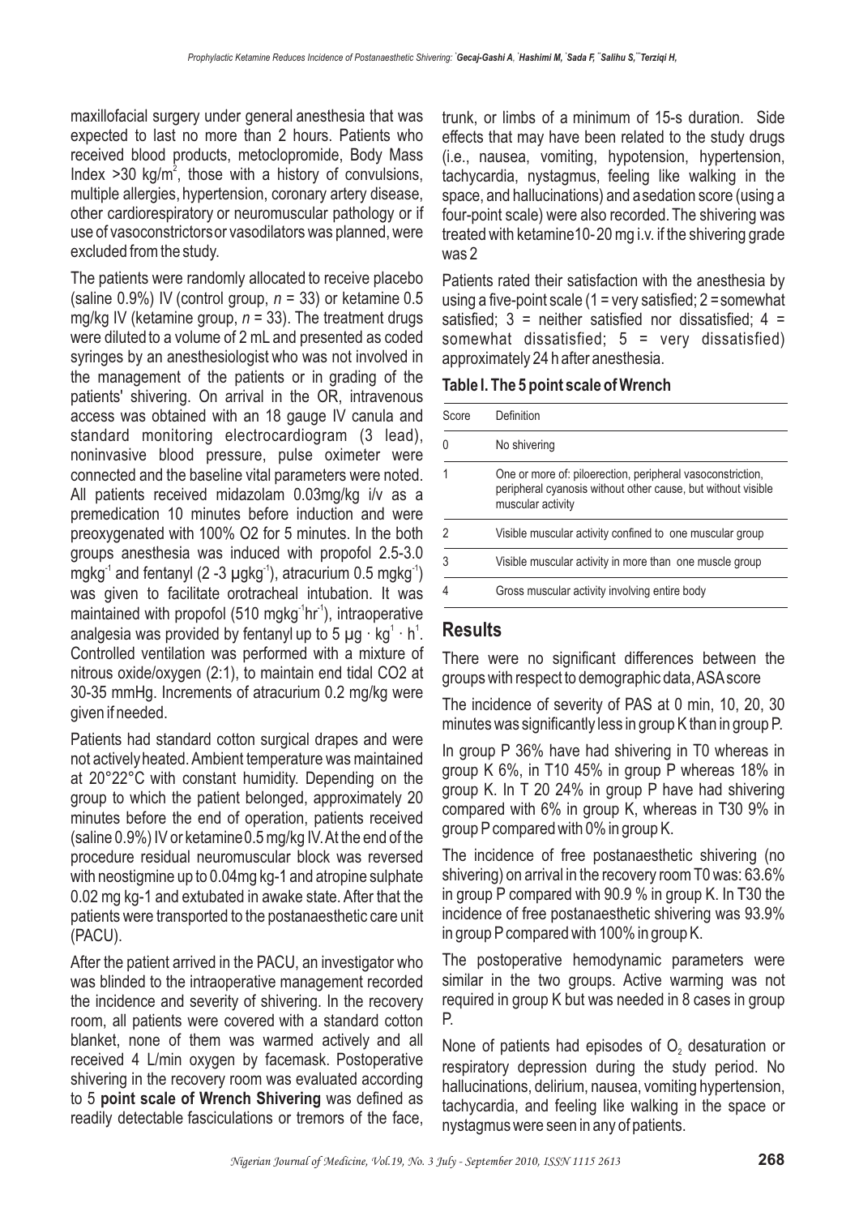maxillofacial surgery under general anesthesia that was expected to last no more than 2 hours. Patients who received blood products, metoclopramide, Body Mass Index >30 $kg/m^2$, those with a history of convulsions, multiple allergies, hypertension, coronary artery disease, other cardiorespiratory or neuromuscular pathology or if use of vasoconstrictors or vasodilators was planned, were excluded from the study.

The patients were randomly allocated to receive placebo (saline 0.9%) IV (control group, $n$ = 33) or ketamine 0.5 mg/kg IV (ketamine group, $n$ = 33). The treatment drugs were diluted to a volume of 2 mL and presented as coded syringes by an anesthesiologist who was not involved in the management of the patients or in grading of the patients' shivering. On arrival in the OR, intravenous access was obtained with an 18 gauge IV canula and standard monitoring electrocardiogram (3 lead), noninvasive blood pressure, pulse oximeter were connected and the baseline vital parameters were noted. All patients received midazolam 0.03mg/kg i/v as a premedication 10 minutes before induction and were preoxygenated with 100% O2 for 5 minutes. In the both groups anesthesia was induced with propofol 2.5-3.0 $mgkg^{-1}$ and fentanyl (2 -3 $\mu gkg^{-1}$), atracurium 0.5 $mgkg^{-1}$) was given to facilitate orotracheal intubation. It was maintained with propofol (510 $mgkg^{-1}hr^{-1}$), intraoperative analgesia was provided by fentanyl up to 5 $\mu g \cdot kg^{1} \cdot h^{1}$. Controlled ventilation was performed with a mixture of nitrous oxide/oxygen (2:1), to maintain end tidal CO2 at 30-35 mmHg. Increments of atracurium 0.2 mg/kg were given if needed.

Patients had standard cotton surgical drapes and were not actively heated. Ambient temperature was maintained at 20°22°C with constant humidity. Depending on the group to which the patient belonged, approximately 20 minutes before the end of operation, patients received (saline 0.9%) IV or ketamine 0.5 mg/kg IV. At the end of the procedure residual neuromuscular block was reversed with neostigmine up to 0.04mg kg-1 and atropine sulphate 0.02 mg kg-1 and extubated in awake state. After that the patients were transported to the postanaesthetic care unit (PACU).

After the patient arrived in the PACU, an investigator who was blinded to the intraoperative management recorded the incidence and severity of shivering. In the recovery room, all patients were covered with a standard cotton blanket, none of them was warmed actively and all received 4 L/min oxygen by facemask. Postoperative shivering in the recovery room was evaluated according to 5 **point scale of Wrench Shivering** was defined as readily detectable fasciculations or tremors of the face, trunk, or limbs of a minimum of 15-s duration. Side effects that may have been related to the study drugs (i.e., nausea, vomiting, hypotension, hypertension, tachycardia, nystagmus, feeling like walking in the space, and hallucinations) and a sedation score (using a four-point scale) were also recorded. The shivering was treated with ketamine10- 20 mg i.v. if the shivering grade was 2

Patients rated their satisfaction with the anesthesia by using a five-point scale (1 = very satisfied; 2 = somewhat satisfied; 3 = neither satisfied nor dissatisfied; 4 = somewhat dissatisfied; 5 = very dissatisfied) approximately 24 h after anesthesia.

**Table I. The 5 point scale of Wrench**

| Score | Definition |
|---|---|
| 0 | No shivering |
| 1 | One or more of: piloerection, peripheral vasoconstriction, peripheral cyanosis without other cause, but without visible muscular activity |
| 2 | Visible muscular activity confined to one muscular group |
| 3 | Visible muscular activity in more than one muscle group |
| 4 | Gross muscular activity involving entire body |

## Results

There were no significant differences between the groups with respect to demographic data, ASA score

The incidence of severity of PAS at 0 min, 10, 20, 30 minutes was significantly less in group K than in group P.

In group P 36% have had shivering in T0 whereas in group K 6%, in T10 45% in group P whereas 18% in group K. In T 20 24% in group P have had shivering compared with 6% in group K, whereas in T30 9% in group P compared with 0% in group K.

The incidence of free postanaesthetic shivering (no shivering) on arrival in the recovery room T0 was: 63.6% in group P compared with 90.9 % in group K. In T30 the incidence of free postanaesthetic shivering was 93.9% in group P compared with 100% in group K.

The postoperative hemodynamic parameters were similar in the two groups. Active warming was not required in group K but was needed in 8 cases in group P.

None of patients had episodes of $O_2$ desaturation or respiratory depression during the study period. No hallucinations, delirium, nausea, vomiting hypertension, tachycardia, and feeling like walking in the space or nystagmus were seen in any of patients.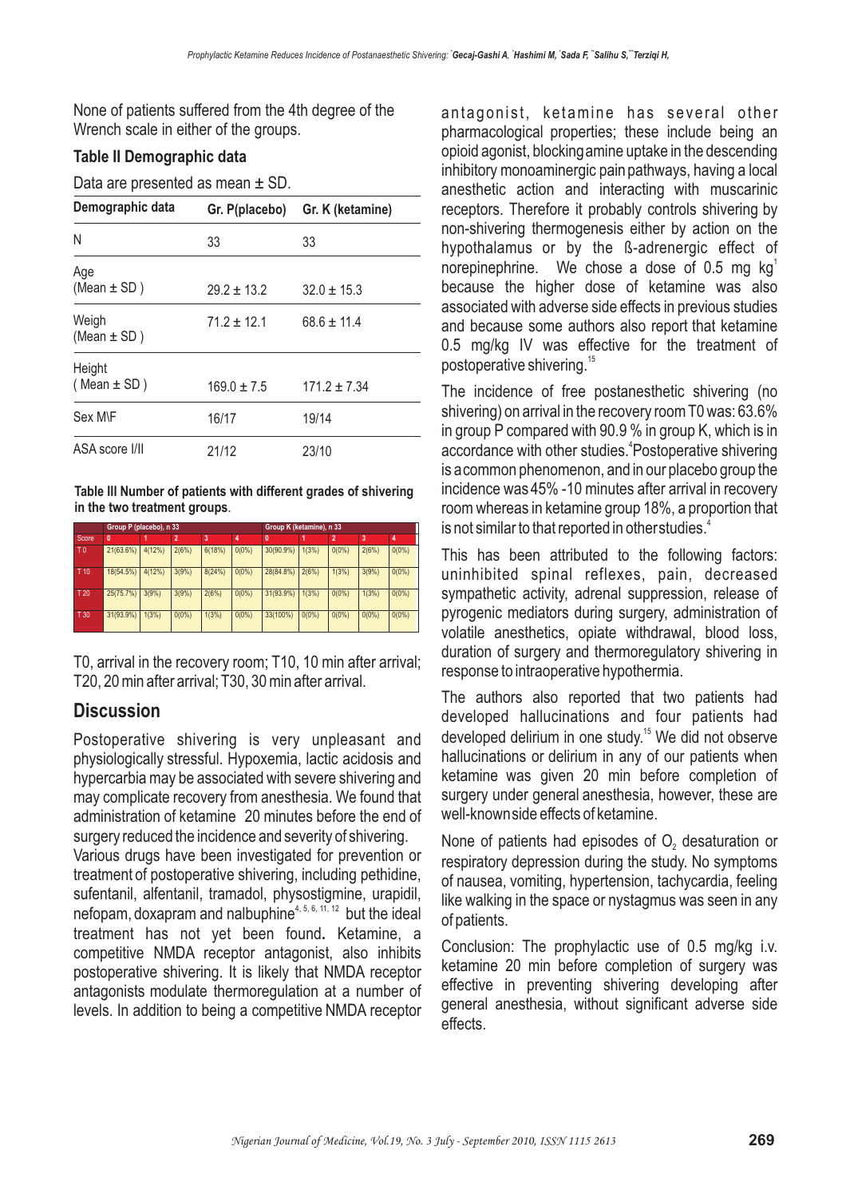None of patients suffered from the 4th degree of the Wrench scale in either of the groups.

### Table II Demographic data

Data are presented as mean ± SD.

| Demographic data | Gr. P(placebo) | Gr. K (ketamine) |
|---|---|---|
| N | 33 | 33 |
| Age (Mean ± SD ) | 29.2 ± 13.2 | 32.0 ± 15.3 |
| Weigh (Mean ± SD ) | 71.2 ± 12.1 | 68.6 ± 11.4 |
| Height ( Mean ± SD ) | 169.0 ± 7.5 | 171.2 ± 7.34 |
| Sex M\F | 16/17 | 19/14 |
| ASA score I/II | 21/12 | 23/10 |

**Table III Number of patients with different grades of shivering in the two treatment groups**.

| | Group P (placebo), n 33 | | | | | Group K (ketamine), n 33 | | | | |
|---|---|---|---|---|---|---|---|---|---|---|
| Score | 0 | 1 | 2 | 3 | 4 | 0 | 1 | 2 | 3 | 4 |
| T 0 | 21(63.6%) | 4(12%) | 2(6%) | 6(18%) | 0(0%) | 30(90.9%) | 1(3%) | 0(0%) | 2(6%) | 0(0%) |
| T 10 | 18(54.5%) | 4(12%) | 3(9%) | 8(24%) | 0(0%) | 28(84.8%) | 2(6%) | 1(3%) | 3(9%) | 0(0%) |
| T 20 | 25(75.7%) | 3(9%) | 3(9%) | 2(6%) | 0(0%) | 31(93.9%) | 1(3%) | 0(0%) | 1(3%) | 0(0%) |
| T 30 | 31(93.9%) | 1(3%) | 0(0%) | 1(3%) | 0(0%) | 33(100%) | 0(0%) | 0(0%) | 0(0%) | 0(0%) |

T0, arrival in the recovery room; T10, 10 min after arrival; T20, 20 min after arrival; T30, 30 min after arrival.

## Discussion

Postoperative shivering is very unpleasant and physiologically stressful. Hypoxemia, lactic acidosis and hypercarbia may be associated with severe shivering and may complicate recovery from anesthesia. We found that administration of ketamine 20 minutes before the end of surgery reduced the incidence and severity of shivering.

Various drugs have been investigated for prevention or treatment of postoperative shivering, including pethidine, sufentanil, alfentanil, tramadol, physostigmine, urapidil, nefopam, doxapram and nalbuphine[4, 5, 6, 11, 12] but the ideal treatment has not yet been found**.** Ketamine, a competitive NMDA receptor antagonist, also inhibits postoperative shivering. It is likely that NMDA receptor antagonists modulate thermoregulation at a number of levels. In addition to being a competitive NMDA receptor antagonist, ketamine has several other pharmacological properties; these include being an opioid agonist, blocking amine uptake in the descending inhibitory monoaminergic pain pathways, having a local anesthetic action and interacting with muscarinic receptors. Therefore it probably controls shivering by non-shivering thermogenesis either by action on the hypothalamus or by the ß-adrenergic effect of norepinephrine. We chose a dose of 0.5 mg $kg^{1}$ because the higher dose of ketamine was also associated with adverse side effects in previous studies and because some authors also report that ketamine 0.5 mg/kg IV was effective for the treatment of postoperative shivering.[15]

The incidence of free postanesthetic shivering (no shivering) on arrival in the recovery room T0 was: 63.6% in group P compared with 90.9 % in group K, which is in accordance with other studies.[4] Postoperative shivering is a common phenomenon, and in our placebo group the incidence was 45% -10 minutes after arrival in recovery room whereas in ketamine group 18%, a proportion that is not similar to that reported in other studies.[4]

This has been attributed to the following factors: uninhibited spinal reflexes, pain, decreased sympathetic activity, adrenal suppression, release of pyrogenic mediators during surgery, administration of volatile anesthetics, opiate withdrawal, blood loss, duration of surgery and thermoregulatory shivering in response to intraoperative hypothermia.

The authors also reported that two patients had developed hallucinations and four patients had developed delirium in one study.[15] We did not observe hallucinations or delirium in any of our patients when ketamine was given 20 min before completion of surgery under general anesthesia, however, these are well-known side effects of ketamine.

None of patients had episodes of $O_2$ desaturation or respiratory depression during the study. No symptoms of nausea, vomiting, hypertension, tachycardia, feeling like walking in the space or nystagmus was seen in any of patients.

Conclusion: The prophylactic use of 0.5 mg/kg i.v. ketamine 20 min before completion of surgery was effective in preventing shivering developing after general anesthesia, without significant adverse side effects.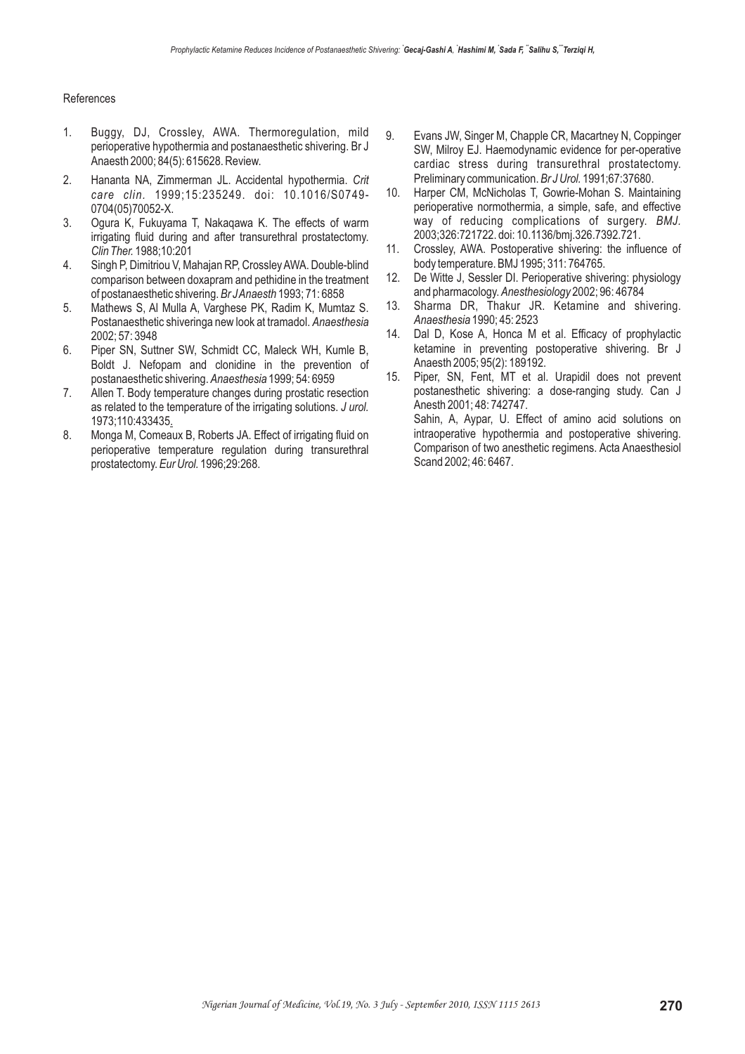## References

1. Buggy, DJ, Crossley, AWA. Thermoregulation, mild perioperative hypothermia and postanaesthetic shivering. Br J Anaesth 2000; 84(5): 615628. Review.
2. Hananta NA, Zimmerman JL. Accidental hypothermia. *Crit care clin.* 1999;15:235249. doi: 10.1016/S0749-0704(05)70052-X.
3. Ogura K, Fukuyama T, Nakaqawa K. The effects of warm irrigating fluid during and after transurethral prostatectomy. *Clin Ther.* 1988;10:201
4. Singh P, Dimitriou V, Mahajan RP, Crossley AWA. Double-blind comparison between doxapram and pethidine in the treatment of postanaesthetic shivering. *Br J Anaesth* 1993; 71: 6858
5. Mathews S, Al Mulla A, Varghese PK, Radim K, Mumtaz S. Postanaesthetic shiveringa new look at tramadol. *Anaesthesia* 2002; 57: 3948
6. Piper SN, Suttner SW, Schmidt CC, Maleck WH, Kumle B, Boldt J. Nefopam and clonidine in the prevention of postanaesthetic shivering. *Anaesthesia* 1999; 54: 6959
7. Allen T. Body temperature changes during prostatic resection as related to the temperature of the irrigating solutions. *J urol.* 1973;110:433435.
8. Monga M, Comeaux B, Roberts JA. Effect of irrigating fluid on perioperative temperature regulation during transurethral prostatectomy. *Eur Urol.* 1996;29:268.
9. Evans JW, Singer M, Chapple CR, Macartney N, Coppinger SW, Milroy EJ. Haemodynamic evidence for per-operative cardiac stress during transurethral prostatectomy. Preliminary communication. *Br J Urol.* 1991;67:37680.
10. Harper CM, McNicholas T, Gowrie-Mohan S. Maintaining perioperative normothermia, a simple, safe, and effective way of reducing complications of surgery. *BMJ.* 2003;326:721722. doi: 10.1136/bmj.326.7392.721.
11. Crossley, AWA. Postoperative shivering: the influence of body temperature. BMJ 1995; 311: 764765.
12. De Witte J, Sessler DI. Perioperative shivering: physiology and pharmacology. *Anesthesiology* 2002; 96: 46784
13. Sharma DR, Thakur JR. Ketamine and shivering. *Anaesthesia* 1990; 45: 2523
14. Dal D, Kose A, Honca M et al. Efficacy of prophylactic ketamine in preventing postoperative shivering. Br J Anaesth 2005; 95(2): 189192.
15. Piper, SN, Fent, MT et al. Urapidil does not prevent postanesthetic shivering: a dose-ranging study. Can J Anesth 2001; 48: 742747.

Sahin, A, Aypar, U. Effect of amino acid solutions on intraoperative hypothermia and postoperative shivering. Comparison of two anesthetic regimens. Acta Anaesthesiol Scand 2002; 46: 6467.